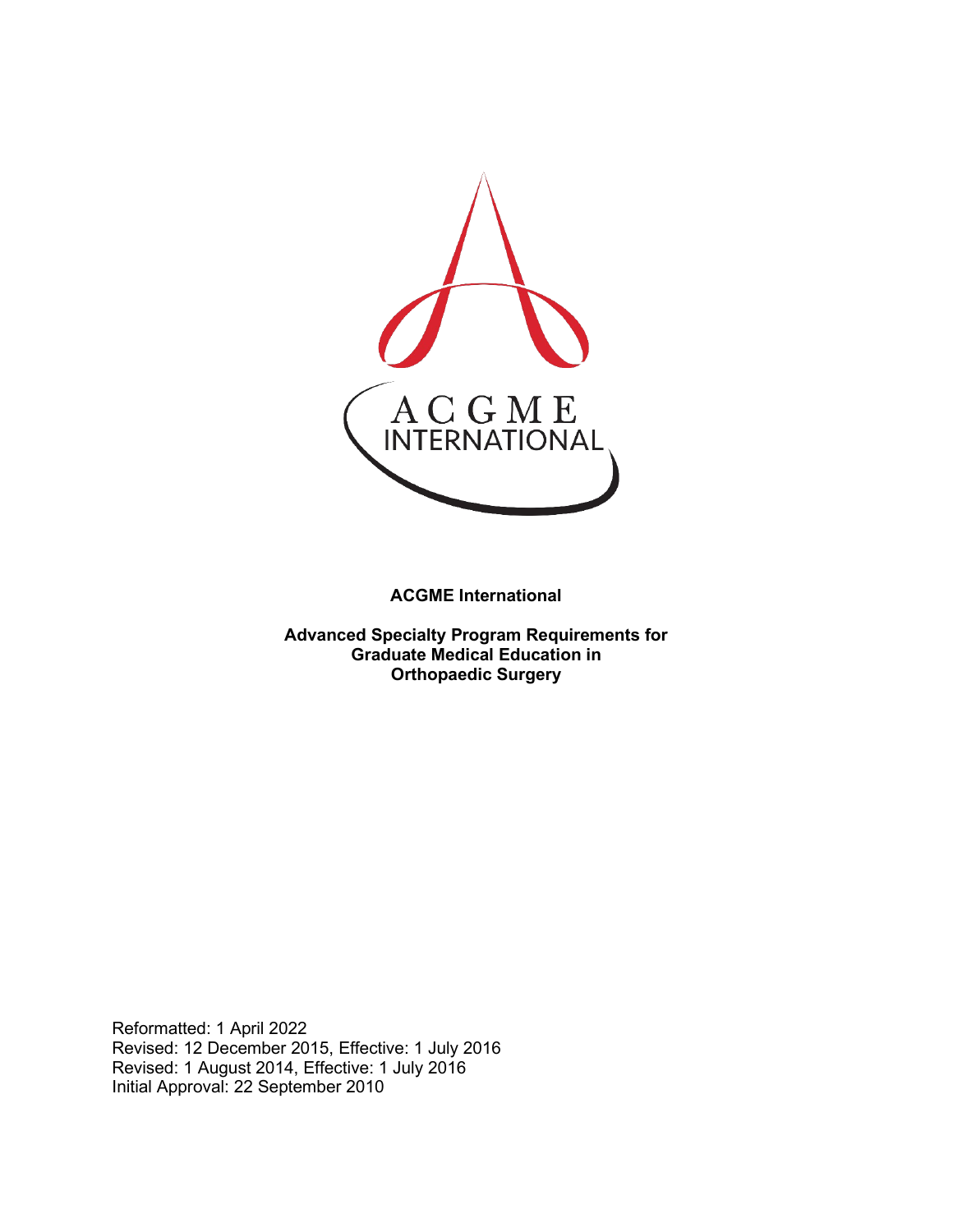**ACGME International**

**Advanced Specialty Program Requirements for Graduate Medical Education in Orthopaedic Surgery**

Reformatted: 1 April 2022
Revised: 12 December 2015, Effective: 1 July 2016
Revised: 1 August 2014, Effective: 1 July 2016
Initial Approval: 22 September 2010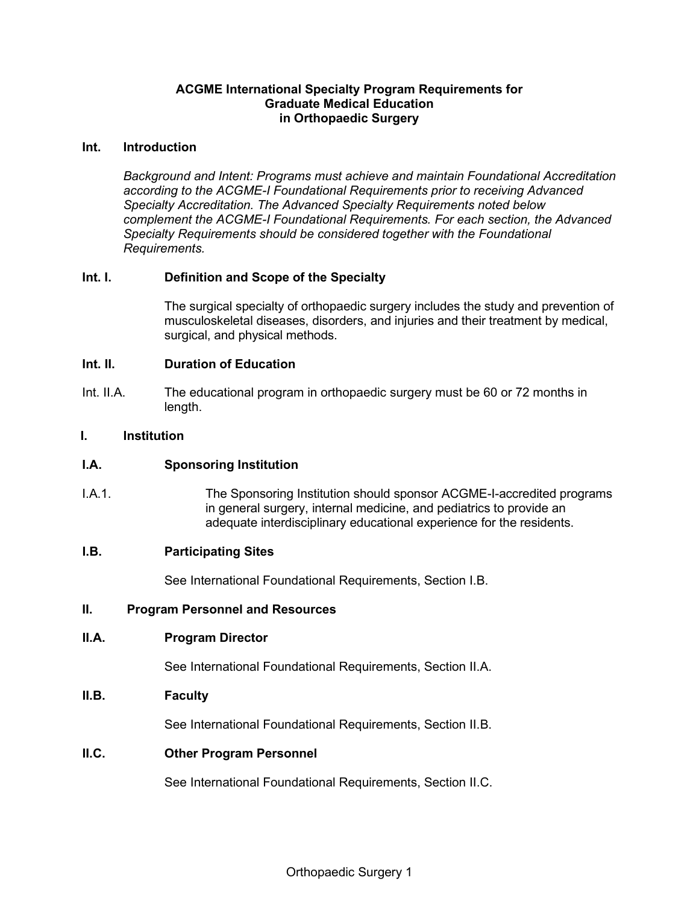# ACGME International Specialty Program Requirements for Graduate Medical Education in Orthopaedic Surgery

## Int. Introduction

*Background and Intent: Programs must achieve and maintain Foundational Accreditation according to the ACGME-I Foundational Requirements prior to receiving Advanced Specialty Accreditation. The Advanced Specialty Requirements noted below complement the ACGME-I Foundational Requirements. For each section, the Advanced Specialty Requirements should be considered together with the Foundational Requirements.*

### Int. I. Definition and Scope of the Specialty

The surgical specialty of orthopaedic surgery includes the study and prevention of musculoskeletal diseases, disorders, and injuries and their treatment by medical, surgical, and physical methods.

### Int. II. Duration of Education

Int. II.A. The educational program in orthopaedic surgery must be 60 or 72 months in length.

## I. Institution

### I.A. Sponsoring Institution

I.A.1. The Sponsoring Institution should sponsor ACGME-I-accredited programs in general surgery, internal medicine, and pediatrics to provide an adequate interdisciplinary educational experience for the residents.

### I.B. Participating Sites

See International Foundational Requirements, Section I.B.

## II. Program Personnel and Resources

### II.A. Program Director

See International Foundational Requirements, Section II.A.

### II.B. Faculty

See International Foundational Requirements, Section II.B.

### II.C. Other Program Personnel

See International Foundational Requirements, Section II.C.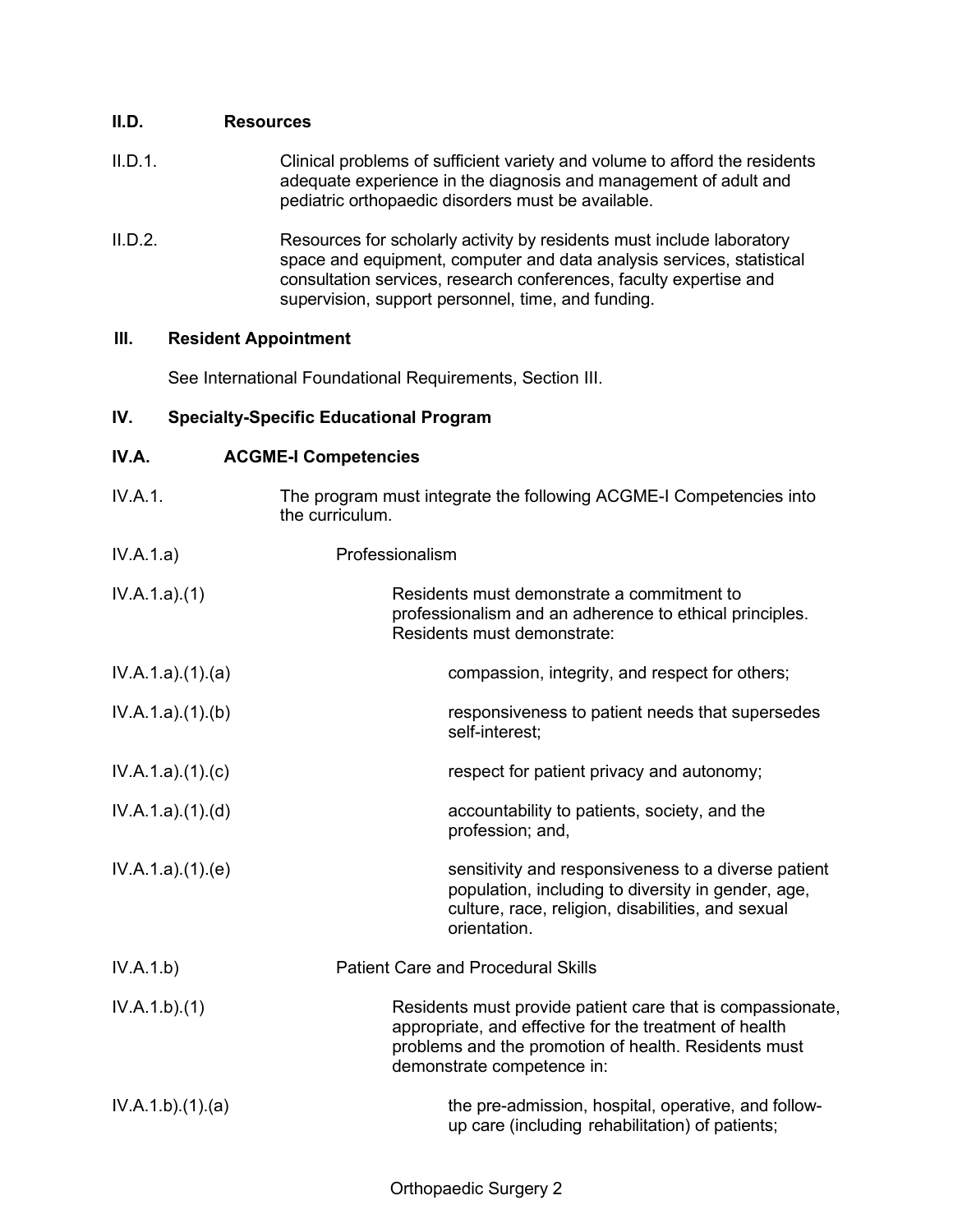**II.D. Resources**

II.D.1. Clinical problems of sufficient variety and volume to afford the residents adequate experience in the diagnosis and management of adult and pediatric orthopaedic disorders must be available.

II.D.2. Resources for scholarly activity by residents must include laboratory space and equipment, computer and data analysis services, statistical consultation services, research conferences, faculty expertise and supervision, support personnel, time, and funding.

**III. Resident Appointment**

See International Foundational Requirements, Section III.

**IV. Specialty-Specific Educational Program**

**IV.A. ACGME-I Competencies**

IV.A.1. The program must integrate the following ACGME-I Competencies into the curriculum.

IV.A.1.a) Professionalism

IV.A.1.a).(1) Residents must demonstrate a commitment to professionalism and an adherence to ethical principles. Residents must demonstrate:

IV.A.1.a).(1).(a) compassion, integrity, and respect for others;

IV.A.1.a).(1).(b) responsiveness to patient needs that supersedes self-interest;

IV.A.1.a).(1).(c) respect for patient privacy and autonomy;

IV.A.1.a).(1).(d) accountability to patients, society, and the profession; and,

IV.A.1.a).(1).(e) sensitivity and responsiveness to a diverse patient population, including to diversity in gender, age, culture, race, religion, disabilities, and sexual orientation.

IV.A.1.b) Patient Care and Procedural Skills

IV.A.1.b).(1) Residents must provide patient care that is compassionate, appropriate, and effective for the treatment of health problems and the promotion of health. Residents must demonstrate competence in:

IV.A.1.b).(1).(a) the pre-admission, hospital, operative, and follow-up care (including rehabilitation) of patients;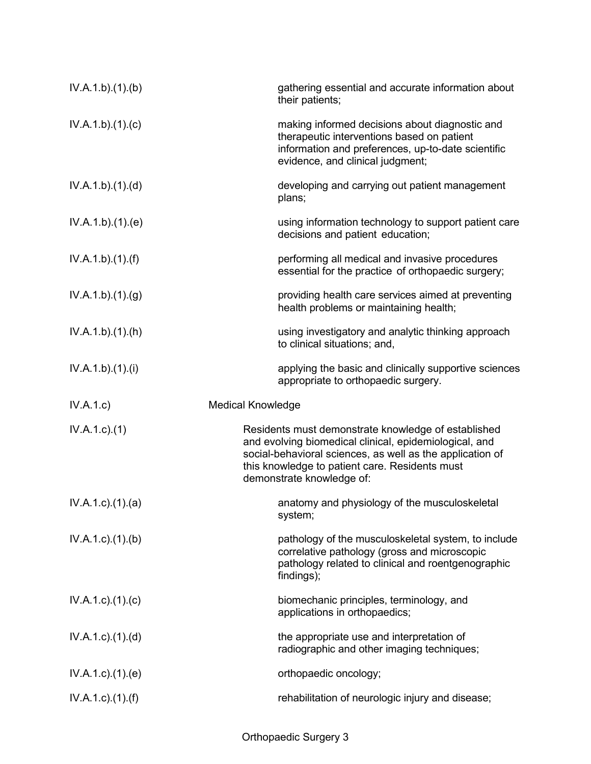| | |
|---|---|
| IV.A.1.b).(1).(b) | gathering essential and accurate information about their patients; |
| IV.A.1.b).(1).(c) | making informed decisions about diagnostic and therapeutic interventions based on patient information and preferences, up-to-date scientific evidence, and clinical judgment; |
| IV.A.1.b).(1).(d) | developing and carrying out patient management plans; |
| IV.A.1.b).(1).(e) | using information technology to support patient care decisions and patient education; |
| IV.A.1.b).(1).(f) | performing all medical and invasive procedures essential for the practice of orthopaedic surgery; |
| IV.A.1.b).(1).(g) | providing health care services aimed at preventing health problems or maintaining health; |
| IV.A.1.b).(1).(h) | using investigatory and analytic thinking approach to clinical situations; and, |
| IV.A.1.b).(1).(i) | applying the basic and clinically supportive sciences appropriate to orthopaedic surgery. |
| IV.A.1.c) | Medical Knowledge |
| IV.A.1.c).(1) | Residents must demonstrate knowledge of established and evolving biomedical clinical, epidemiological, and social-behavioral sciences, as well as the application of this knowledge to patient care. Residents must demonstrate knowledge of: |
| IV.A.1.c).(1).(a) | anatomy and physiology of the musculoskeletal system; |
| IV.A.1.c).(1).(b) | pathology of the musculoskeletal system, to include correlative pathology (gross and microscopic pathology related to clinical and roentgenographic findings); |
| IV.A.1.c).(1).(c) | biomechanic principles, terminology, and applications in orthopaedics; |
| IV.A.1.c).(1).(d) | the appropriate use and interpretation of radiographic and other imaging techniques; |
| IV.A.1.c).(1).(e) | orthopaedic oncology; |
| IV.A.1.c).(1).(f) | rehabilitation of neurologic injury and disease; |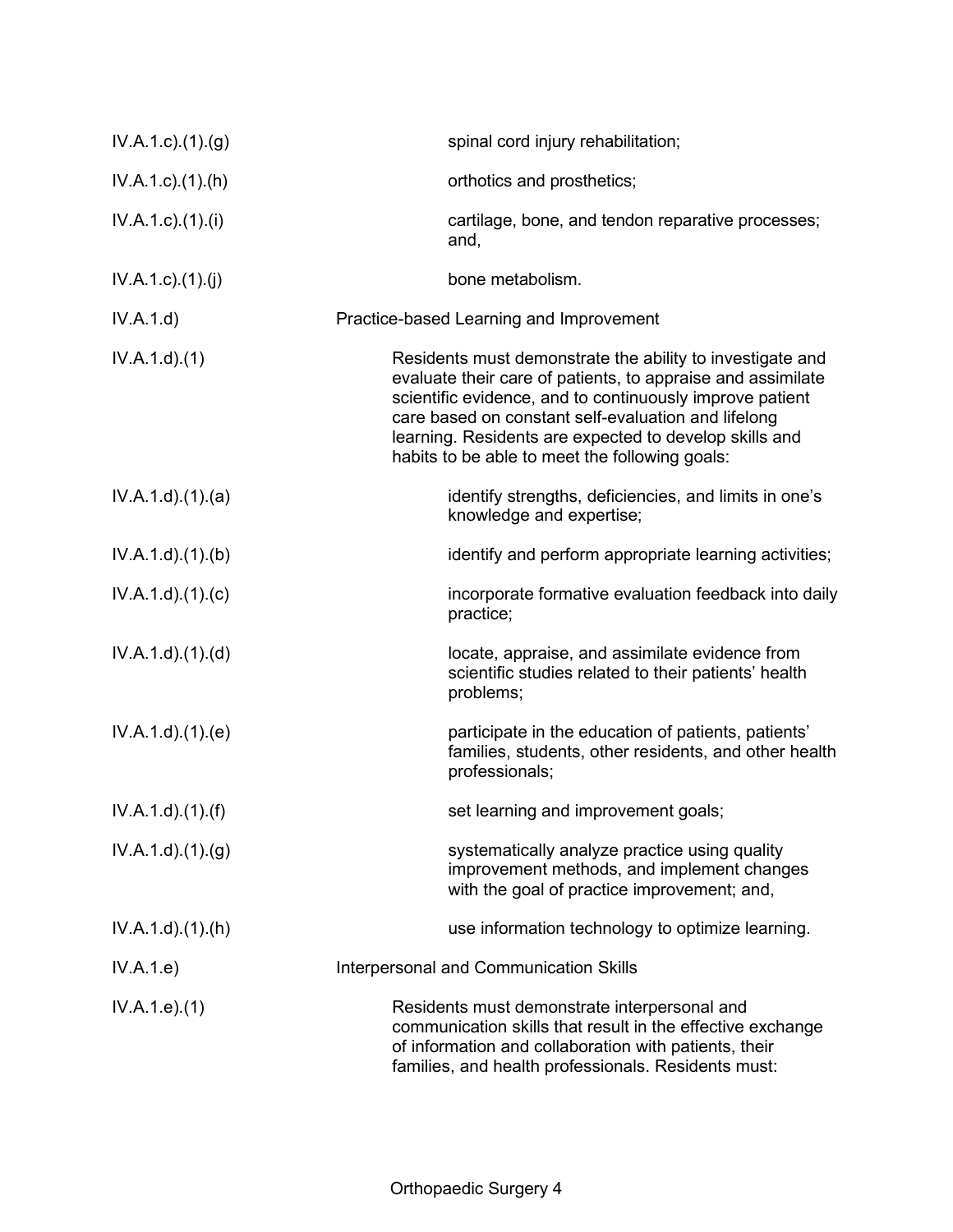| | |
|---|---|
| IV.A.1.c).(1).(g) | spinal cord injury rehabilitation; |
| IV.A.1.c).(1).(h) | orthotics and prosthetics; |
| IV.A.1.c).(1).(i) | cartilage, bone, and tendon reparative processes; and, |
| IV.A.1.c).(1).(j) | bone metabolism. |
| IV.A.1.d) | Practice-based Learning and Improvement |
| IV.A.1.d).(1) | Residents must demonstrate the ability to investigate and evaluate their care of patients, to appraise and assimilate scientific evidence, and to continuously improve patient care based on constant self-evaluation and lifelong learning. Residents are expected to develop skills and habits to be able to meet the following goals: |
| IV.A.1.d).(1).(a) | identify strengths, deficiencies, and limits in one's knowledge and expertise; |
| IV.A.1.d).(1).(b) | identify and perform appropriate learning activities; |
| IV.A.1.d).(1).(c) | incorporate formative evaluation feedback into daily practice; |
| IV.A.1.d).(1).(d) | locate, appraise, and assimilate evidence from scientific studies related to their patients' health problems; |
| IV.A.1.d).(1).(e) | participate in the education of patients, patients' families, students, other residents, and other health professionals; |
| IV.A.1.d).(1).(f) | set learning and improvement goals; |
| IV.A.1.d).(1).(g) | systematically analyze practice using quality improvement methods, and implement changes with the goal of practice improvement; and, |
| IV.A.1.d).(1).(h) | use information technology to optimize learning. |
| IV.A.1.e) | Interpersonal and Communication Skills |
| IV.A.1.e).(1) | Residents must demonstrate interpersonal and communication skills that result in the effective exchange of information and collaboration with patients, their families, and health professionals. Residents must: |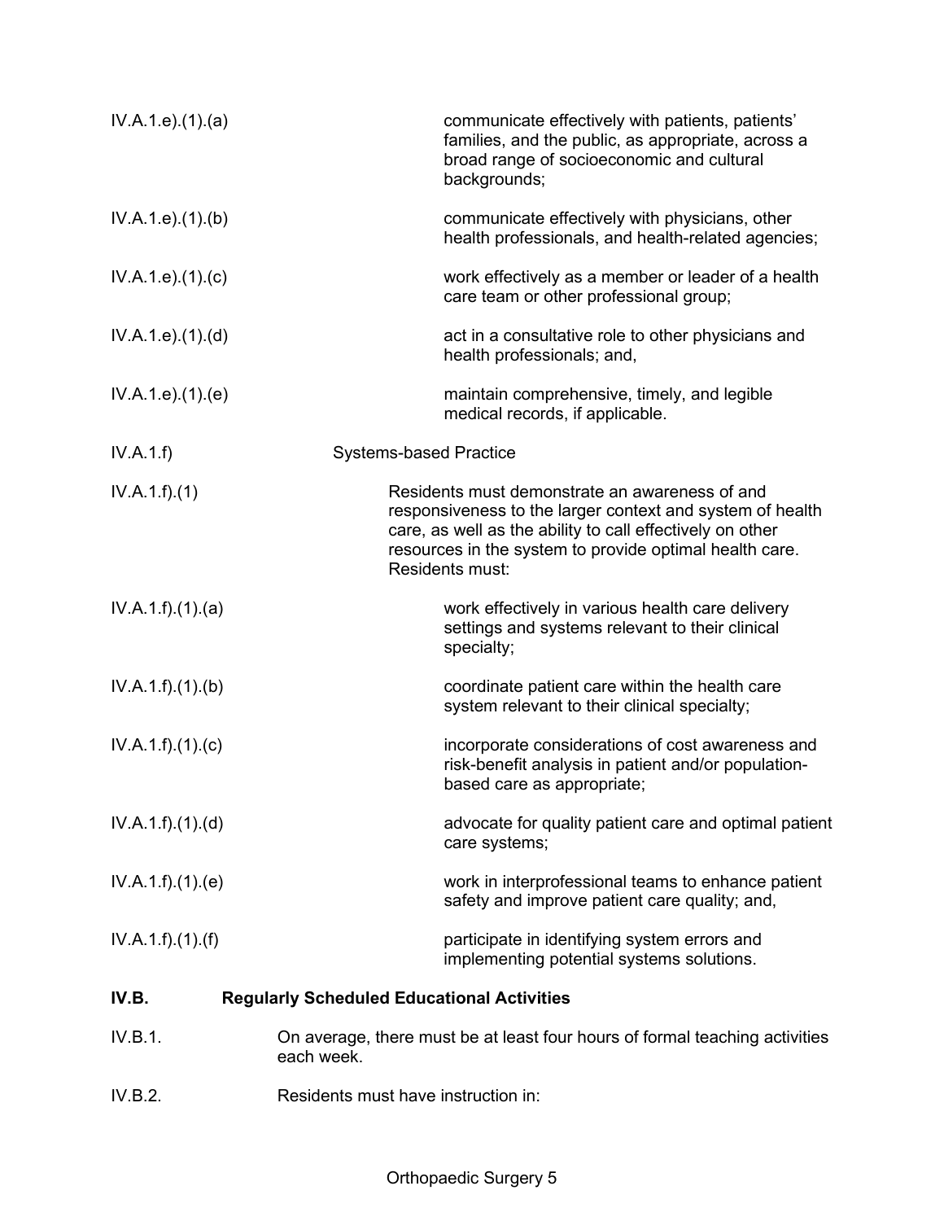IV.A.1.e).(1).(a) communicate effectively with patients, patients' families, and the public, as appropriate, across a broad range of socioeconomic and cultural backgrounds;

IV.A.1.e).(1).(b) communicate effectively with physicians, other health professionals, and health-related agencies;

IV.A.1.e).(1).(c) work effectively as a member or leader of a health care team or other professional group;

IV.A.1.e).(1).(d) act in a consultative role to other physicians and health professionals; and,

IV.A.1.e).(1).(e) maintain comprehensive, timely, and legible medical records, if applicable.

IV.A.1.f) Systems-based Practice

IV.A.1.f).(1) Residents must demonstrate an awareness of and responsiveness to the larger context and system of health care, as well as the ability to call effectively on other resources in the system to provide optimal health care. Residents must:

IV.A.1.f).(1).(a) work effectively in various health care delivery settings and systems relevant to their clinical specialty;

IV.A.1.f).(1).(b) coordinate patient care within the health care system relevant to their clinical specialty;

IV.A.1.f).(1).(c) incorporate considerations of cost awareness and risk-benefit analysis in patient and/or population-based care as appropriate;

IV.A.1.f).(1).(d) advocate for quality patient care and optimal patient care systems;

IV.A.1.f).(1).(e) work in interprofessional teams to enhance patient safety and improve patient care quality; and,

IV.A.1.f).(1).(f) participate in identifying system errors and implementing potential systems solutions.

**IV.B. Regularly Scheduled Educational Activities**

IV.B.1. On average, there must be at least four hours of formal teaching activities each week.

IV.B.2. Residents must have instruction in: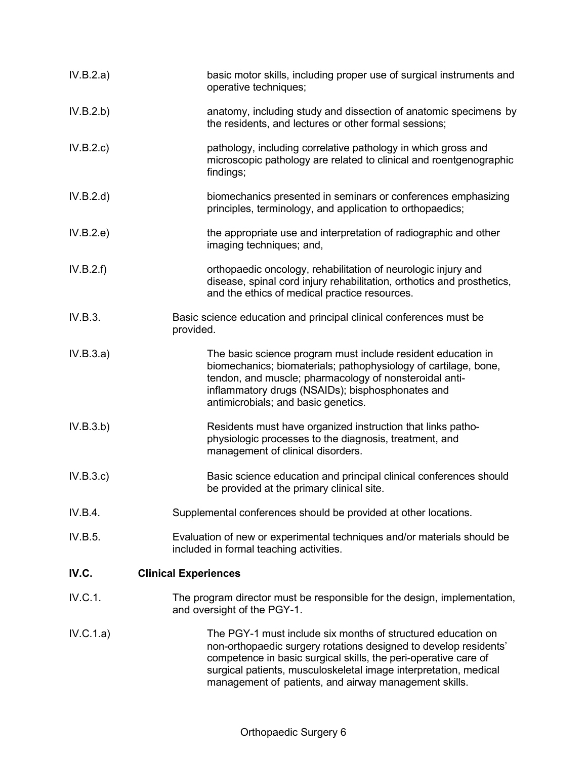IV.B.2.a) basic motor skills, including proper use of surgical instruments and operative techniques;

IV.B.2.b) anatomy, including study and dissection of anatomic specimens by the residents, and lectures or other formal sessions;

IV.B.2.c) pathology, including correlative pathology in which gross and microscopic pathology are related to clinical and roentgenographic findings;

IV.B.2.d) biomechanics presented in seminars or conferences emphasizing principles, terminology, and application to orthopaedics;

IV.B.2.e) the appropriate use and interpretation of radiographic and other imaging techniques; and,

IV.B.2.f) orthopaedic oncology, rehabilitation of neurologic injury and disease, spinal cord injury rehabilitation, orthotics and prosthetics, and the ethics of medical practice resources.

IV.B.3. Basic science education and principal clinical conferences must be provided.

IV.B.3.a) The basic science program must include resident education in biomechanics; biomaterials; pathophysiology of cartilage, bone, tendon, and muscle; pharmacology of nonsteroidal anti-inflammatory drugs (NSAIDs); bisphosphonates and antimicrobials; and basic genetics.

IV.B.3.b) Residents must have organized instruction that links patho-physiologic processes to the diagnosis, treatment, and management of clinical disorders.

IV.B.3.c) Basic science education and principal clinical conferences should be provided at the primary clinical site.

IV.B.4. Supplemental conferences should be provided at other locations.

IV.B.5. Evaluation of new or experimental techniques and/or materials should be included in formal teaching activities.

## IV.C. Clinical Experiences

IV.C.1. The program director must be responsible for the design, implementation, and oversight of the PGY-1.

IV.C.1.a) The PGY-1 must include six months of structured education on non-orthopaedic surgery rotations designed to develop residents' competence in basic surgical skills, the peri-operative care of surgical patients, musculoskeletal image interpretation, medical management of patients, and airway management skills.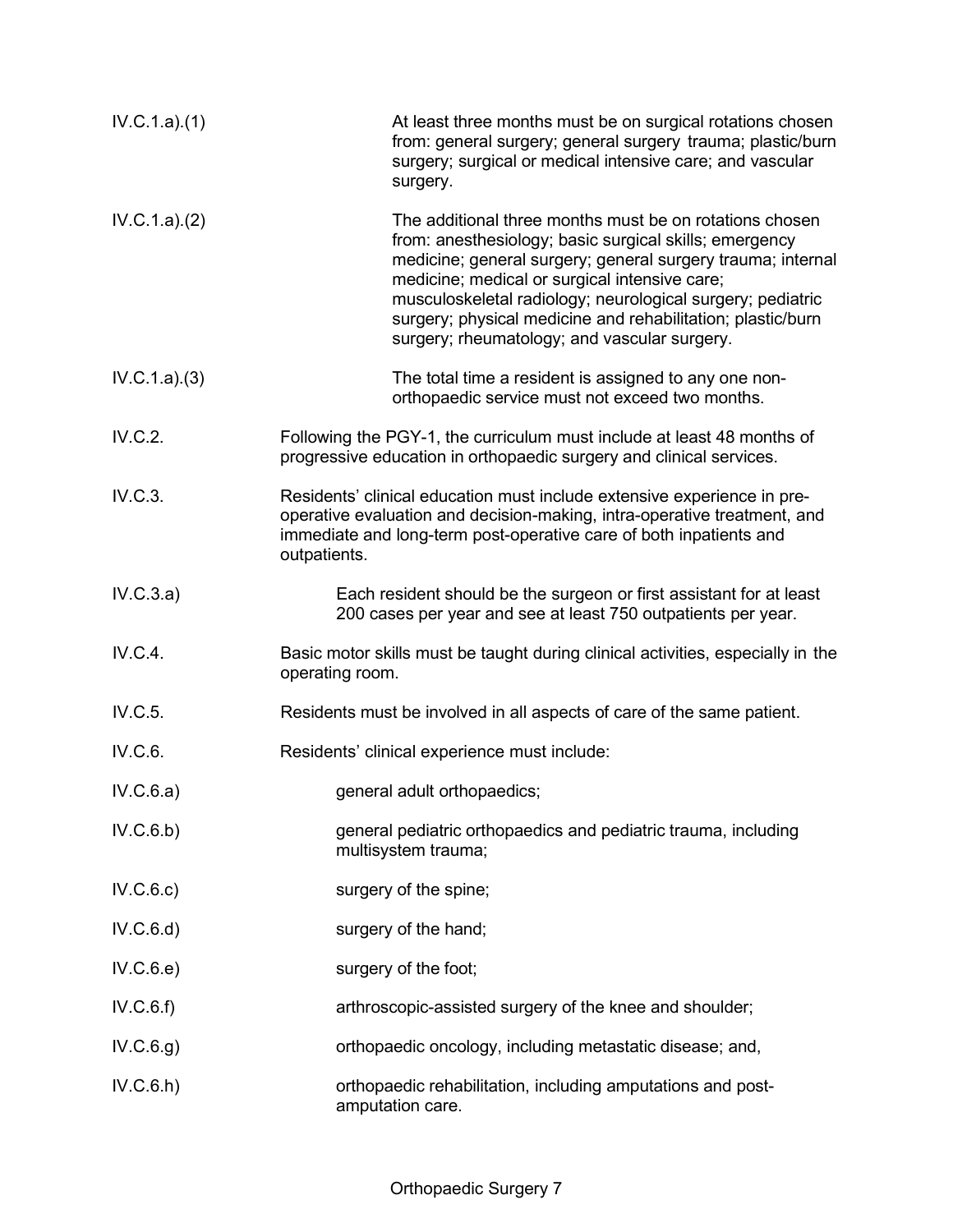IV.C.1.a).(1) At least three months must be on surgical rotations chosen from: general surgery; general surgery trauma; plastic/burn surgery; surgical or medical intensive care; and vascular surgery.

IV.C.1.a).(2) The additional three months must be on rotations chosen from: anesthesiology; basic surgical skills; emergency medicine; general surgery; general surgery trauma; internal medicine; medical or surgical intensive care; musculoskeletal radiology; neurological surgery; pediatric surgery; physical medicine and rehabilitation; plastic/burn surgery; rheumatology; and vascular surgery.

IV.C.1.a).(3) The total time a resident is assigned to any one non-orthopaedic service must not exceed two months.

IV.C.2. Following the PGY-1, the curriculum must include at least 48 months of progressive education in orthopaedic surgery and clinical services.

IV.C.3. Residents' clinical education must include extensive experience in pre-operative evaluation and decision-making, intra-operative treatment, and immediate and long-term post-operative care of both inpatients and outpatients.

IV.C.3.a) Each resident should be the surgeon or first assistant for at least 200 cases per year and see at least 750 outpatients per year.

IV.C.4. Basic motor skills must be taught during clinical activities, especially in the operating room.

IV.C.5. Residents must be involved in all aspects of care of the same patient.

IV.C.6. Residents' clinical experience must include:

IV.C.6.a) general adult orthopaedics;

IV.C.6.b) general pediatric orthopaedics and pediatric trauma, including multisystem trauma;

IV.C.6.c) surgery of the spine;

IV.C.6.d) surgery of the hand;

IV.C.6.e) surgery of the foot;

IV.C.6.f) arthroscopic-assisted surgery of the knee and shoulder;

IV.C.6.g) orthopaedic oncology, including metastatic disease; and,

IV.C.6.h) orthopaedic rehabilitation, including amputations and post-amputation care.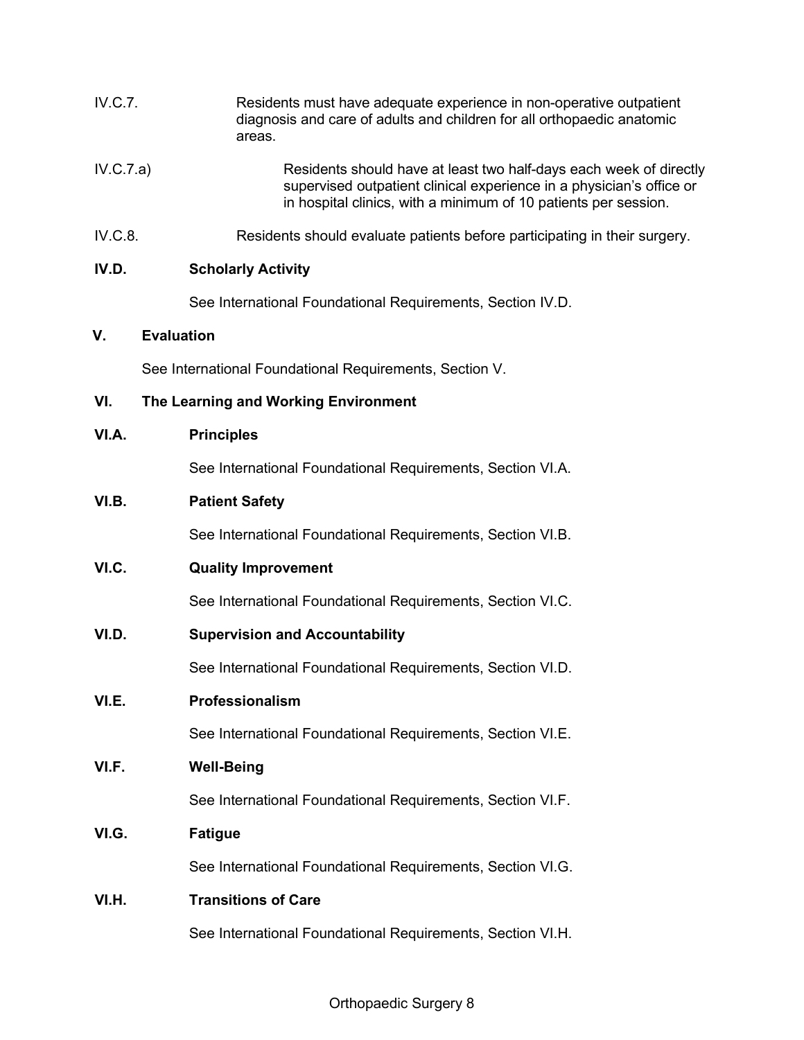IV.C.7. Residents must have adequate experience in non-operative outpatient diagnosis and care of adults and children for all orthopaedic anatomic areas.

IV.C.7.a) Residents should have at least two half-days each week of directly supervised outpatient clinical experience in a physician's office or in hospital clinics, with a minimum of 10 patients per session.

IV.C.8. Residents should evaluate patients before participating in their surgery.

**IV.D. Scholarly Activity**

See International Foundational Requirements, Section IV.D.

## V. Evaluation

See International Foundational Requirements, Section V.

## VI. The Learning and Working Environment

**VI.A. Principles**

See International Foundational Requirements, Section VI.A.

**VI.B. Patient Safety**

See International Foundational Requirements, Section VI.B.

**VI.C. Quality Improvement**

See International Foundational Requirements, Section VI.C.

**VI.D. Supervision and Accountability**

See International Foundational Requirements, Section VI.D.

**VI.E. Professionalism**

See International Foundational Requirements, Section VI.E.

**VI.F. Well-Being**

See International Foundational Requirements, Section VI.F.

**VI.G. Fatigue**

See International Foundational Requirements, Section VI.G.

**VI.H. Transitions of Care**

See International Foundational Requirements, Section VI.H.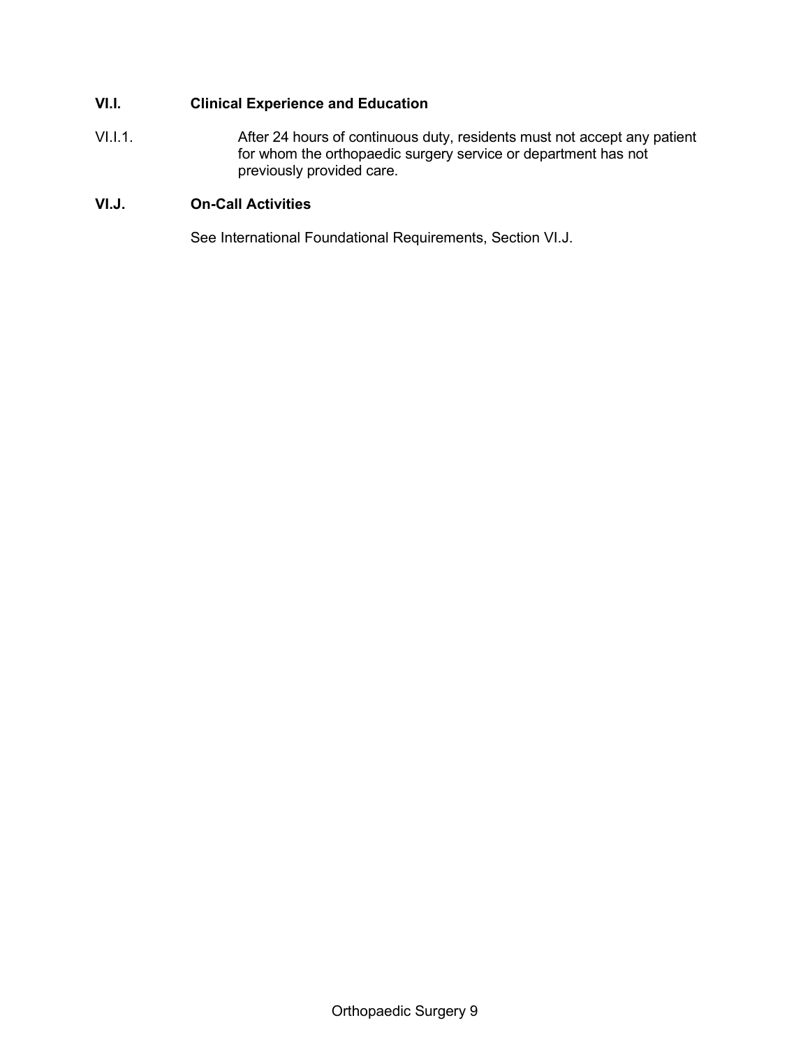### VI.I. Clinical Experience and Education

VI.I.1. After 24 hours of continuous duty, residents must not accept any patient for whom the orthopaedic surgery service or department has not previously provided care.

### VI.J. On-Call Activities

See International Foundational Requirements, Section VI.J.